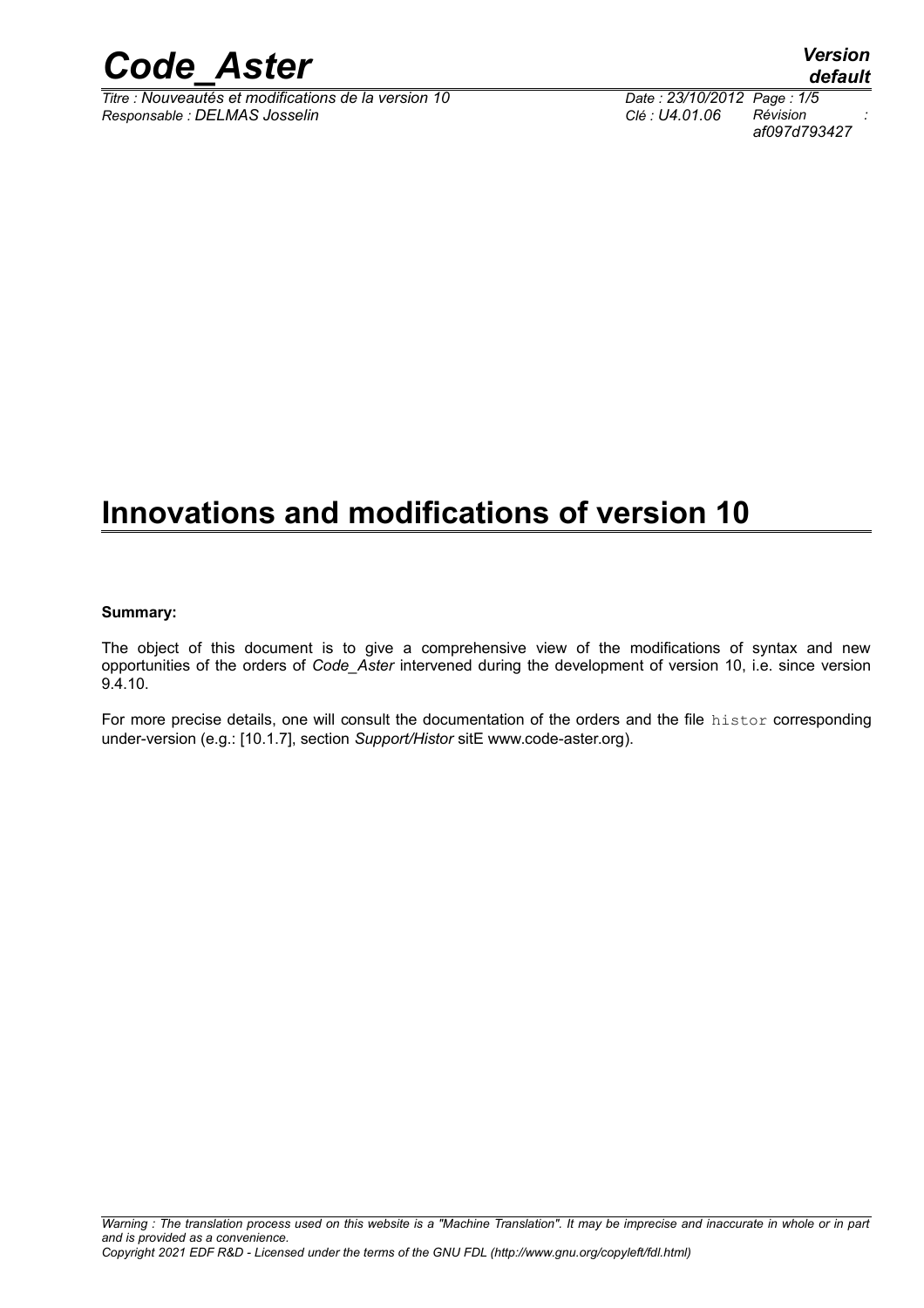# Innovations and modifications of version 10

**Summary:**

The object of this document is to give a comprehensive view of the modifications of syntax and new opportunities of the orders of *Code_Aster* intervened during the development of version 10, i.e. since version 9.4.10.

For more precise details, one will consult the documentation of the orders and the file `histor` corresponding under-version (e.g.: [10.1.7], section *Support/Histor* sitE www.code-aster.org).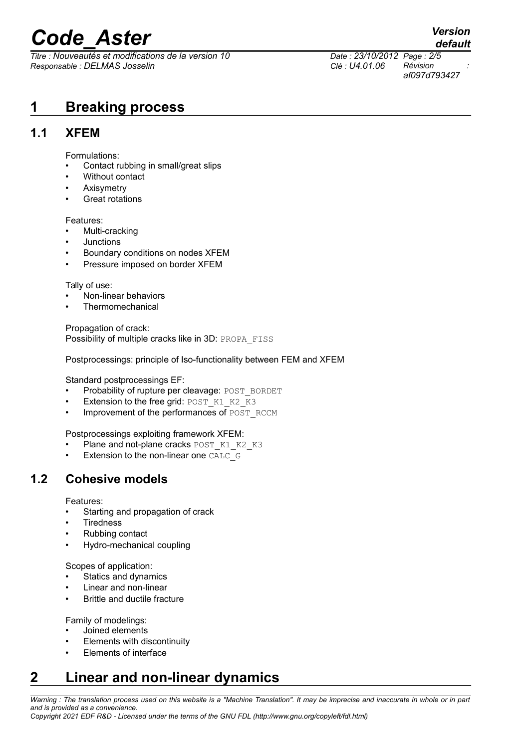# 1 Breaking process

## 1.1 XFEM

Formulations:

- Contact rubbing in small/great slips
- Without contact
- Axisymetry
- Great rotations

Features:

- Multi-cracking
- Junctions
- Boundary conditions on nodes XFEM
- Pressure imposed on border XFEM

Tally of use:

- Non-linear behaviors
- Thermomechanical

Propagation of crack:
Possibility of multiple cracks like in 3D: PROPA_FISS

Postprocessings: principle of Iso-functionality between FEM and XFEM

Standard postprocessings EF:

- Probability of rupture per cleavage: POST_BORDET
- Extension to the free grid: POST_K1_K2_K3
- Improvement of the performances of POST_RCCM

Postprocessings exploiting framework XFEM:

- Plane and not-plane cracks POST_K1_K2_K3
- Extension to the non-linear one CALC_G

## 1.2 Cohesive models

Features:

- Starting and propagation of crack
- Tiredness
- Rubbing contact
- Hydro-mechanical coupling

Scopes of application:

- Statics and dynamics
- Linear and non-linear
- Brittle and ductile fracture

Family of modelings:

- Joined elements
- Elements with discontinuity
- Elements of interface

# 2 Linear and non-linear dynamics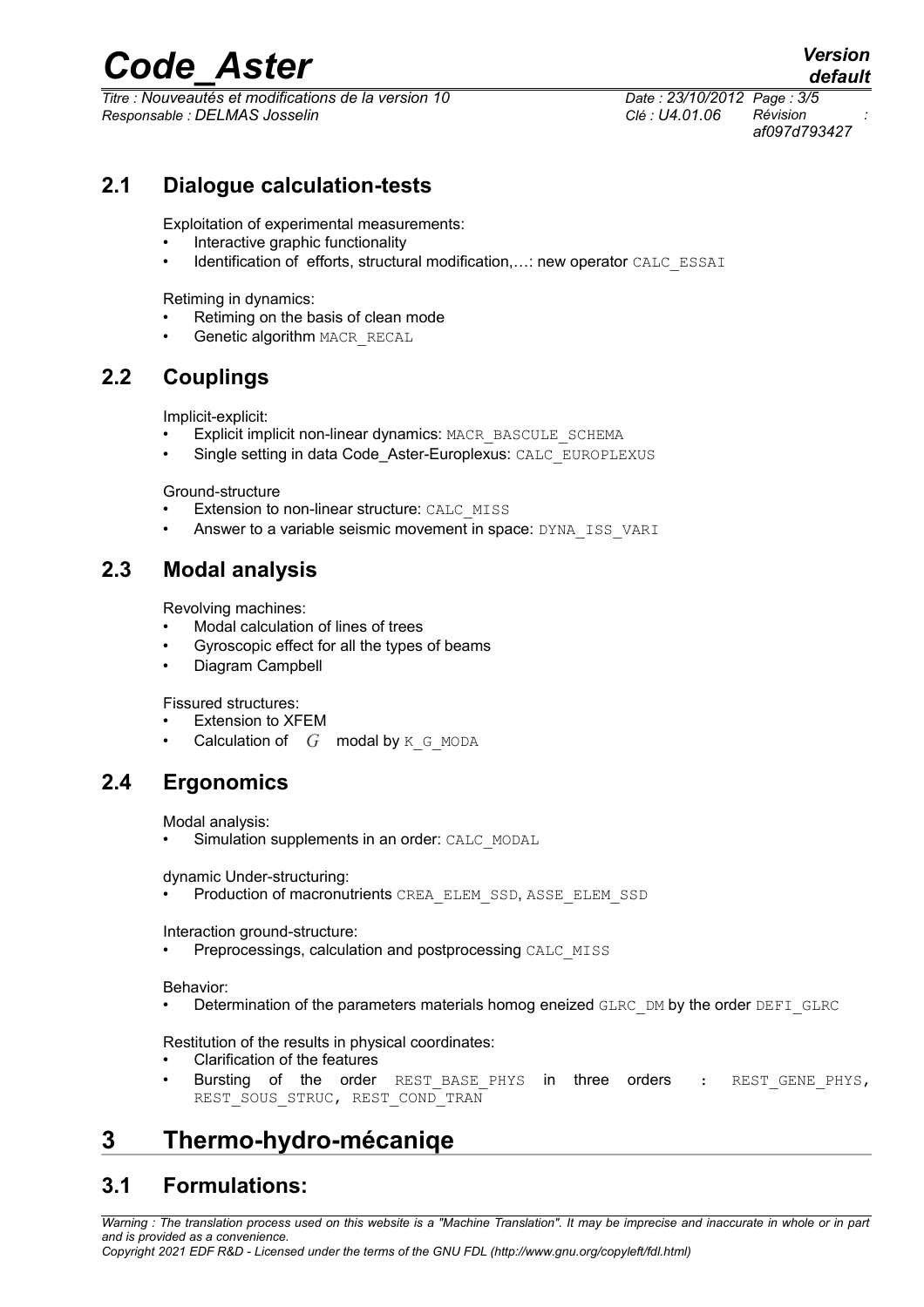## 2.1 Dialogue calculation-tests

Exploitation of experimental measurements:

- Interactive graphic functionality
- Identification of efforts, structural modification,…: new operator CALC_ESSAI

Retiming in dynamics:

- Retiming on the basis of clean mode
- Genetic algorithm MACR_RECAL

## 2.2 Couplings

Implicit-explicit:

- Explicit implicit non-linear dynamics: MACR_BASCULE_SCHEMA
- Single setting in data Code_Aster-Europlexus: CALC_EUROPLEXUS

Ground-structure

- Extension to non-linear structure: CALC_MISS
- Answer to a variable seismic movement in space: DYNA_ISS_VARI

## 2.3 Modal analysis

Revolving machines:

- Modal calculation of lines of trees
- Gyroscopic effect for all the types of beams
- Diagram Campbell

Fissured structures:

- Extension to XFEM
- Calculation of $G$ modal by K_G_MODA

## 2.4 Ergonomics

Modal analysis:

- Simulation supplements in an order: CALC_MODAL

dynamic Under-structuring:

- Production of macronutrients CREA_ELEM_SSD, ASSE_ELEM_SSD

Interaction ground-structure:

- Preprocessings, calculation and postprocessing CALC_MISS

Behavior:

- Determination of the parameters materials homog eneized GLRC_DM by the order DEFI_GLRC

Restitution of the results in physical coordinates:

- Clarification of the features
- Bursting of the order REST_BASE_PHYS in three orders : REST_GENE_PHYS, REST_SOUS_STRUC, REST_COND_TRAN

# 3 Thermo-hydro-mécaniqe

## 3.1 Formulations: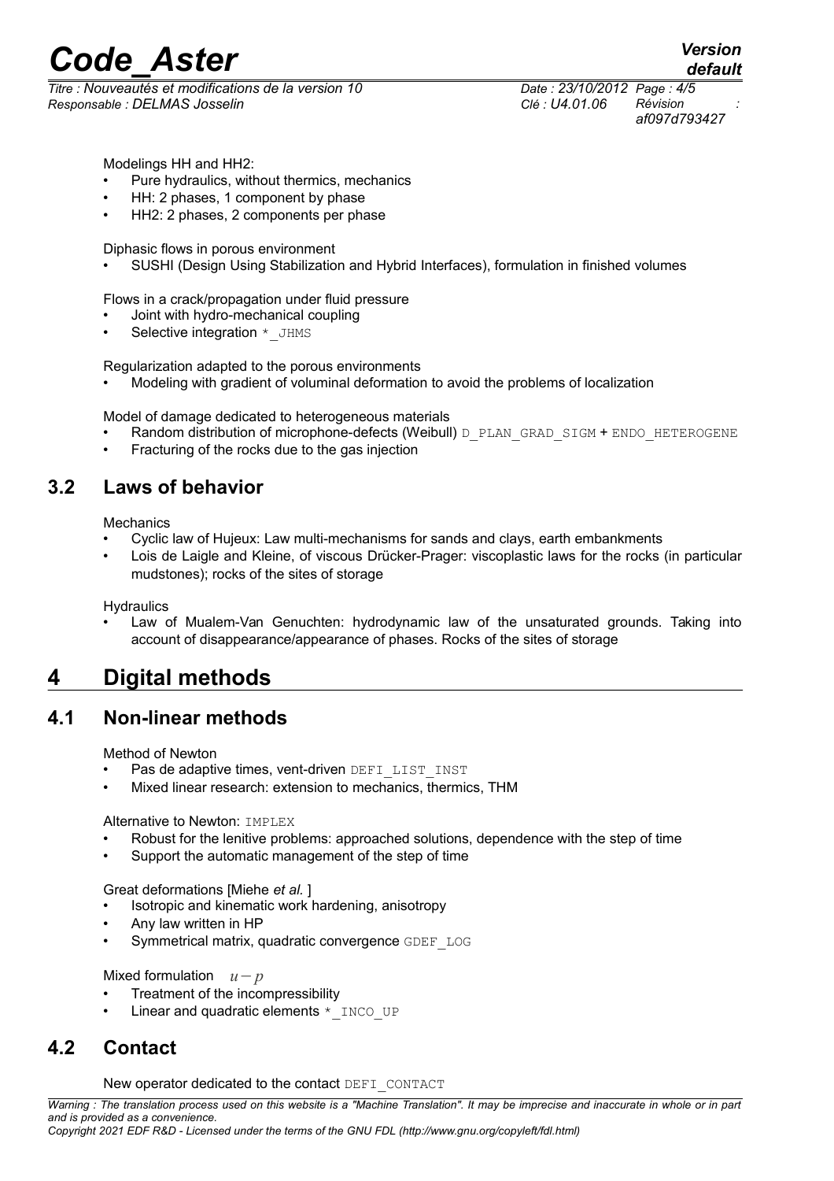Modelings HH and HH2:

- Pure hydraulics, without thermics, mechanics
- HH: 2 phases, 1 component by phase
- HH2: 2 phases, 2 components per phase

Diphasic flows in porous environment

- SUSHI (Design Using Stabilization and Hybrid Interfaces), formulation in finished volumes

Flows in a crack/propagation under fluid pressure

- Joint with hydro-mechanical coupling
- Selective integration `*_JHMS`

Regularization adapted to the porous environments

- Modeling with gradient of voluminal deformation to avoid the problems of localization

Model of damage dedicated to heterogeneous materials

- Random distribution of microphone-defects (Weibull) `D_PLAN_GRAD_SIGM` + `ENDO_HETEROGENE`
- Fracturing of the rocks due to the gas injection

## 3.2 Laws of behavior

Mechanics

- Cyclic law of Hujeux: Law multi-mechanisms for sands and clays, earth embankments
- Lois de Laigle and Kleine, of viscous Drücker-Prager: viscoplastic laws for the rocks (in particular mudstones); rocks of the sites of storage

Hydraulics

- Law of Mualem-Van Genuchten: hydrodynamic law of the unsaturated grounds. Taking into account of disappearance/appearance of phases. Rocks of the sites of storage

# 4 Digital methods

## 4.1 Non-linear methods

Method of Newton

- Pas de adaptive times, vent-driven `DEFI_LIST_INST`
- Mixed linear research: extension to mechanics, thermics, THM

Alternative to Newton: `IMPLEX`

- Robust for the lenitive problems: approached solutions, dependence with the step of time
- Support the automatic management of the step of time

Great deformations [Miehe *et al.* ]

- Isotropic and kinematic work hardening, anisotropy
- Any law written in HP
- Symmetrical matrix, quadratic convergence `GDEF_LOG`

Mixed formulation $u-p$

- Treatment of the incompressibility
- Linear and quadratic elements `*_INCO_UP`

## 4.2 Contact

New operator dedicated to the contact `DEFI_CONTACT`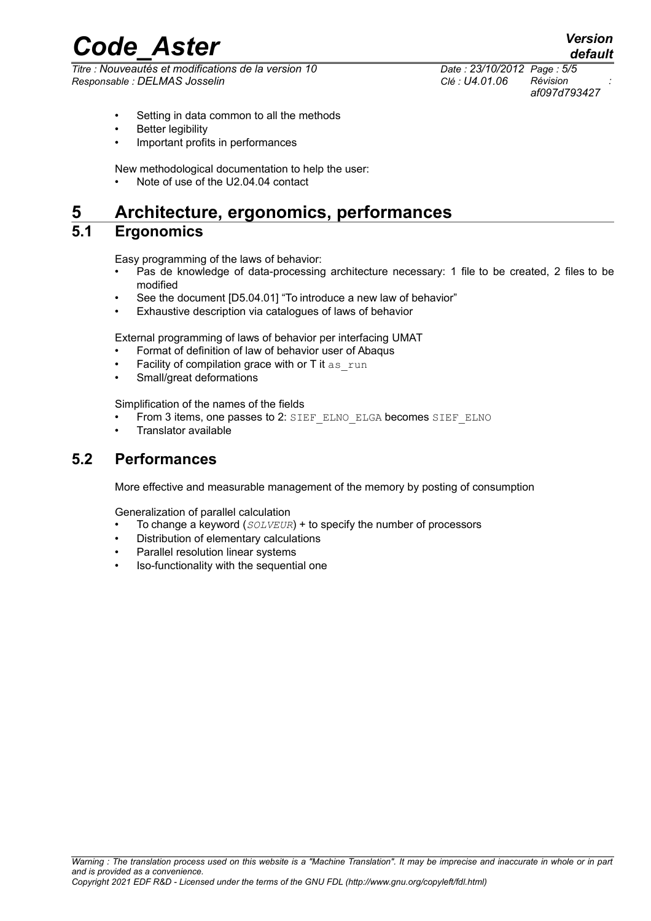- Setting in data common to all the methods
- Better legibility
- Important profits in performances

New methodological documentation to help the user:

- Note of use of the U2.04.04 contact

# 5 Architecture, ergonomics, performances

## 5.1 Ergonomics

Easy programming of the laws of behavior:

- Pas de knowledge of data-processing architecture necessary: 1 file to be created, 2 files to be modified
- See the document [D5.04.01] "To introduce a new law of behavior"
- Exhaustive description via catalogues of laws of behavior

External programming of laws of behavior per interfacing UMAT

- Format of definition of law of behavior user of Abaqus
- Facility of compilation grace with or T it `as_run`
- Small/great deformations

Simplification of the names of the fields

- From 3 items, one passes to 2: `SIEF_ELNO_ELGA` becomes `SIEF_ELNO`
- Translator available

## 5.2 Performances

More effective and measurable management of the memory by posting of consumption

Generalization of parallel calculation

- To change a keyword (*SOLVEUR*) + to specify the number of processors
- Distribution of elementary calculations
- Parallel resolution linear systems
- Iso-functionality with the sequential one